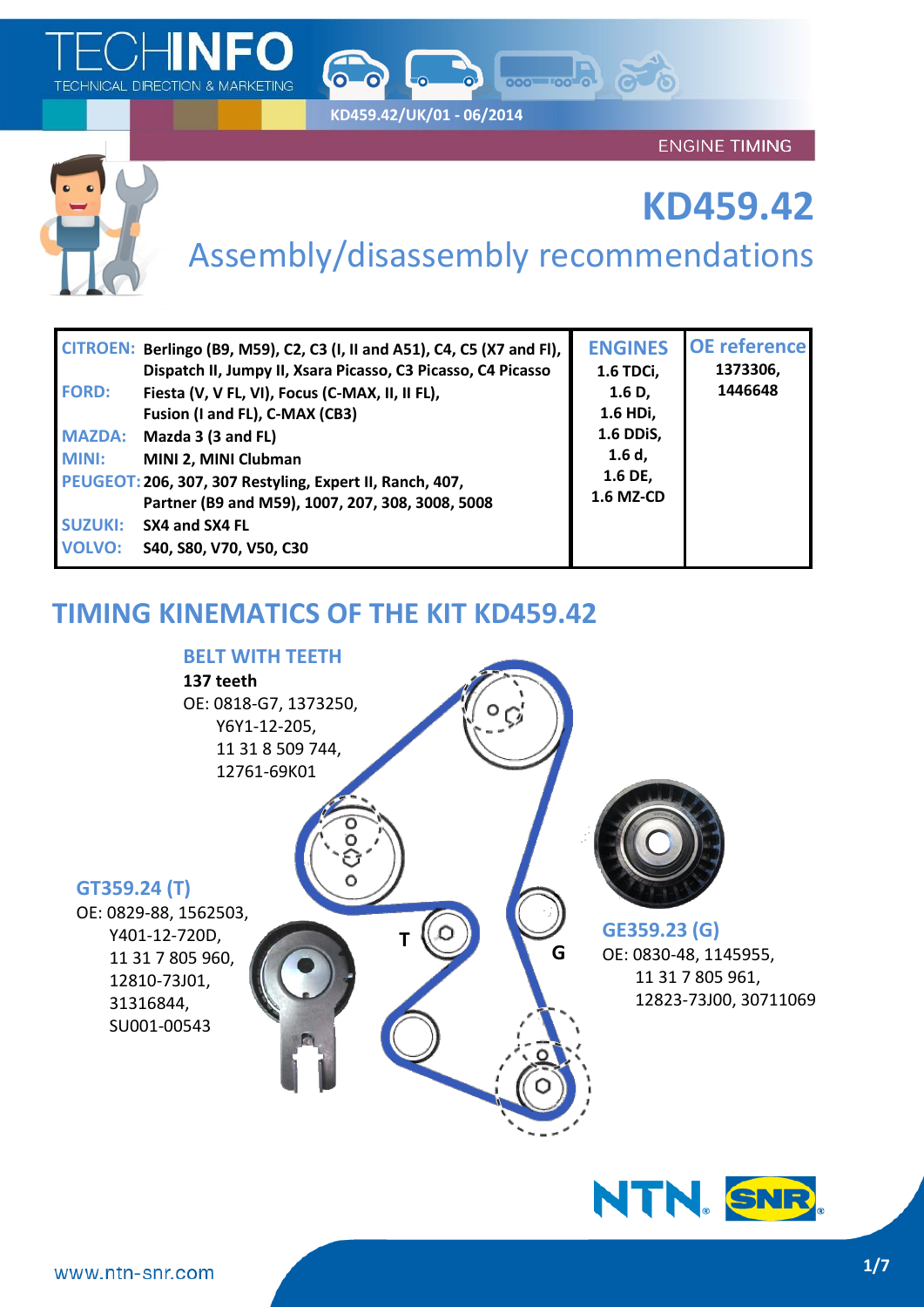TECHINFO
TECHNICAL DIRECTION & MARKETING

KD459.42/UK/01 - 06/2014

ENGINE TIMING

# KD459.42

## Assembly/disassembly recommendations

| | | ENGINES | OE reference |
|---|---|---|---|
| CITROEN: | Berlingo (B9, M59), C2, C3 (I, II and A51), C4, C5 (X7 and FI), Dispatch II, Jumpy II, Xsara Picasso, C3 Picasso, C4 Picasso | 1.6 TDCi, 1.6 D, 1.6 HDi, 1.6 DDiS, 1.6 d, 1.6 DE, 1.6 MZ-CD | 1373306, 1446648 |
| FORD: | Fiesta (V, V FL, VI), Focus (C-MAX, II, II FL), Fusion (I and FL), C-MAX (CB3) | | |
| MAZDA: | Mazda 3 (3 and FL) | | |
| MINI: | MINI 2, MINI Clubman | | |
| PEUGEOT: | 206, 307, 307 Restyling, Expert II, Ranch, 407, Partner (B9 and M59), 1007, 207, 308, 3008, 5008 | | |
| SUZUKI: | SX4 and SX4 FL | | |
| VOLVO: | S40, S80, V70, V50, C30 | | |

## TIMING KINEMATICS OF THE KIT KD459.42

### BELT WITH TEETH

**137 teeth**

OE: 0818-G7, 1373250, Y6Y1-12-205, 11 31 8 509 744, 12761-69K01

### GT359.24 (T)

OE: 0829-88, 1562503, Y401-12-720D, 11 31 7 805 960, 12810-73J01, 31316844, SU001-00543

### GE359.23 (G)

OE: 0830-48, 1145955, 11 31 7 805 961, 12823-73J00, 30711069

T

G

www.ntn-snr.com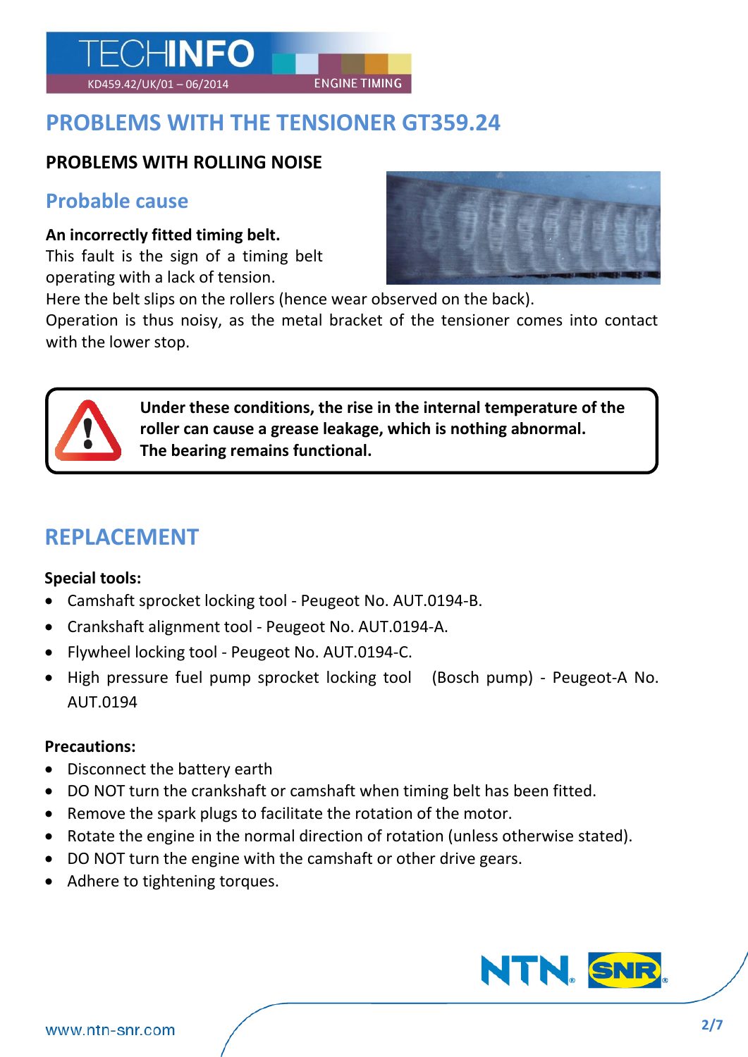# PROBLEMS WITH THE TENSIONER GT359.24

## PROBLEMS WITH ROLLING NOISE

### Probable cause

**An incorrectly fitted timing belt.**
This fault is the sign of a timing belt operating with a lack of tension.
Here the belt slips on the rollers (hence wear observed on the back).
Operation is thus noisy, as the metal bracket of the tensioner comes into contact with the lower stop.

> **Under these conditions, the rise in the internal temperature of the roller can cause a grease leakage, which is nothing abnormal.**
> **The bearing remains functional.**

## REPLACEMENT

**Special tools:**

- Camshaft sprocket locking tool - Peugeot No. AUT.0194-B.
- Crankshaft alignment tool - Peugeot No. AUT.0194-A.
- Flywheel locking tool - Peugeot No. AUT.0194-C.
- High pressure fuel pump sprocket locking tool (Bosch pump) - Peugeot-A No. AUT.0194

**Precautions:**

- Disconnect the battery earth
- DO NOT turn the crankshaft or camshaft when timing belt has been fitted.
- Remove the spark plugs to facilitate the rotation of the motor.
- Rotate the engine in the normal direction of rotation (unless otherwise stated).
- DO NOT turn the engine with the camshaft or other drive gears.
- Adhere to tightening torques.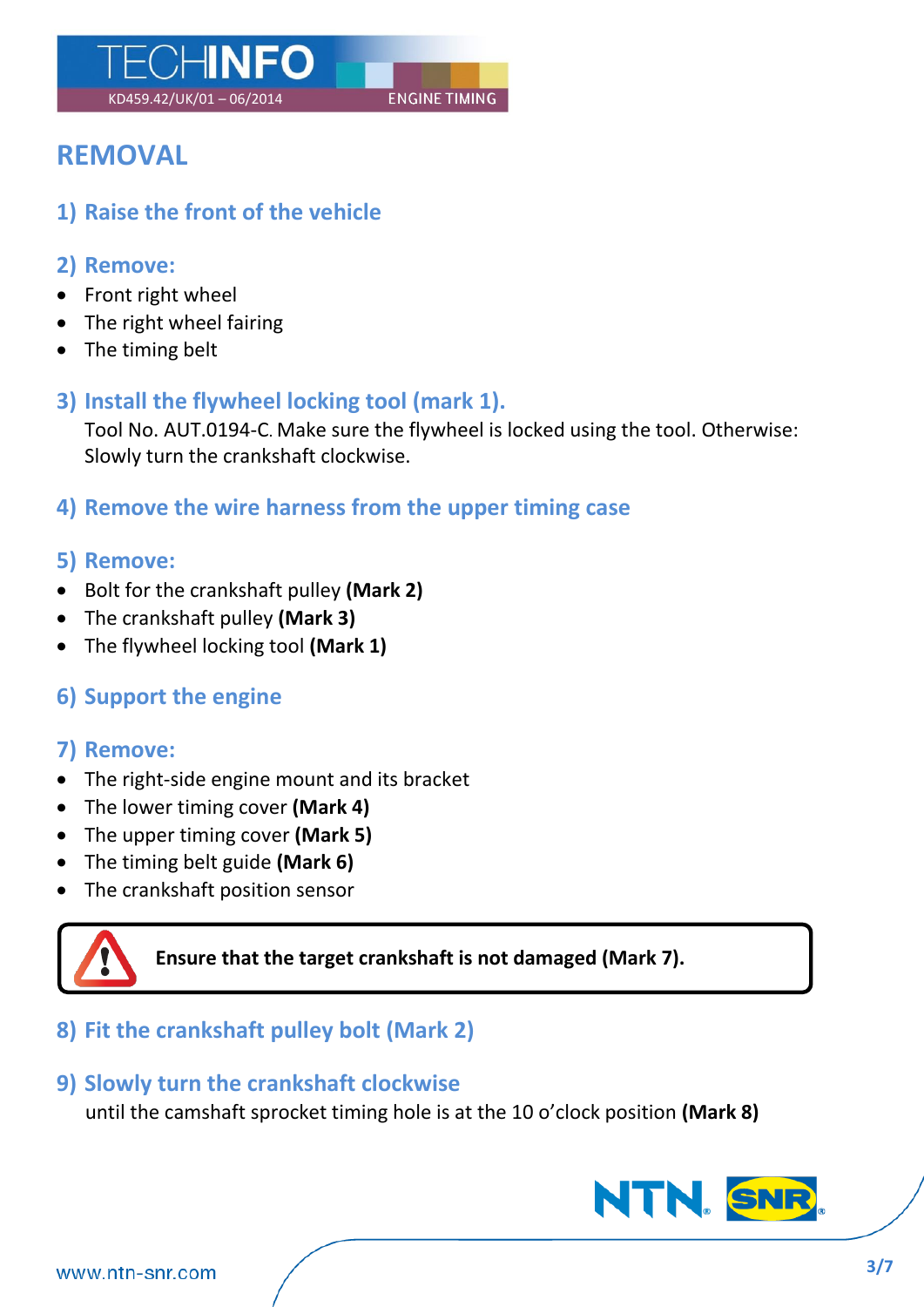## REMOVAL

### 1) Raise the front of the vehicle

### 2) Remove:

- Front right wheel
- The right wheel fairing
- The timing belt

### 3) Install the flywheel locking tool (mark 1).

Tool No. AUT.0194-C. Make sure the flywheel is locked using the tool. Otherwise: Slowly turn the crankshaft clockwise.

### 4) Remove the wire harness from the upper timing case

### 5) Remove:

- Bolt for the crankshaft pulley **(Mark 2)**
- The crankshaft pulley **(Mark 3)**
- The flywheel locking tool **(Mark 1)**

### 6) Support the engine

### 7) Remove:

- The right-side engine mount and its bracket
- The lower timing cover **(Mark 4)**
- The upper timing cover **(Mark 5)**
- The timing belt guide **(Mark 6)**
- The crankshaft position sensor

**Ensure that the target crankshaft is not damaged (Mark 7).**

### 8) Fit the crankshaft pulley bolt (Mark 2)

### 9) Slowly turn the crankshaft clockwise

until the camshaft sprocket timing hole is at the 10 o'clock position **(Mark 8)**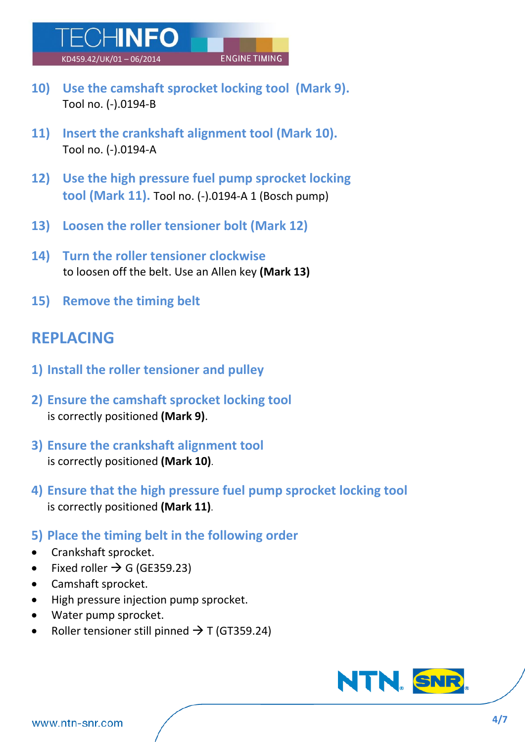**10) Use the camshaft sprocket locking tool (Mark 9).**
Tool no. (-).0194-B

**11) Insert the crankshaft alignment tool (Mark 10).**
Tool no. (-).0194-A

**12) Use the high pressure fuel pump sprocket locking tool (Mark 11).** Tool no. (-).0194-A 1 (Bosch pump)

**13) Loosen the roller tensioner bolt (Mark 12)**

**14) Turn the roller tensioner clockwise**
to loosen off the belt. Use an Allen key **(Mark 13)**

**15) Remove the timing belt**

## REPLACING

**1) Install the roller tensioner and pulley**

**2) Ensure the camshaft sprocket locking tool**
is correctly positioned **(Mark 9)**.

**3) Ensure the crankshaft alignment tool**
is correctly positioned **(Mark 10)**.

**4) Ensure that the high pressure fuel pump sprocket locking tool**
is correctly positioned **(Mark 11)**.

**5) Place the timing belt in the following order**

- Crankshaft sprocket.
- Fixed roller → G (GE359.23)
- Camshaft sprocket.
- High pressure injection pump sprocket.
- Water pump sprocket.
- Roller tensioner still pinned → T (GT359.24)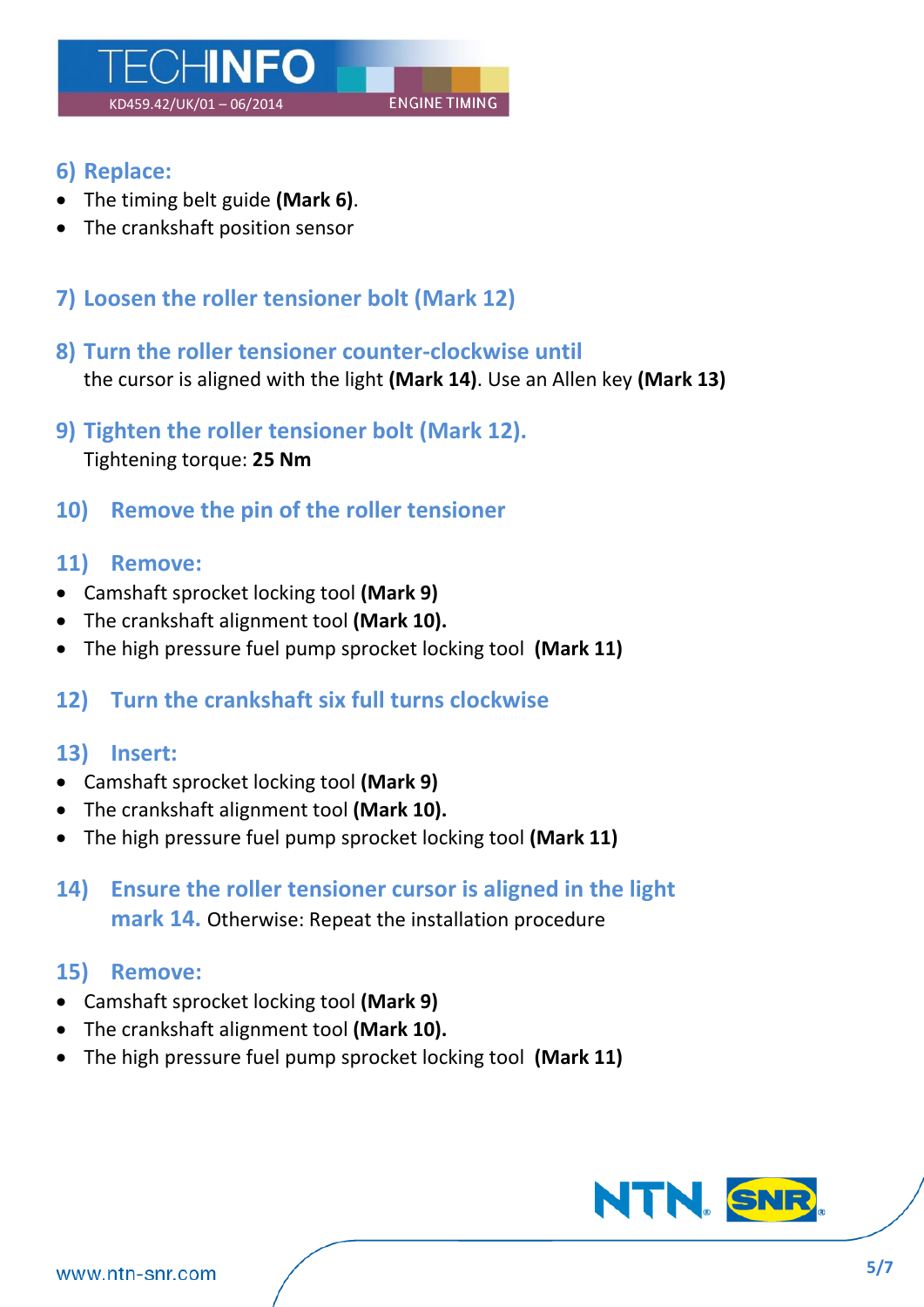## 6) Replace:

- The timing belt guide **(Mark 6)**.
- The crankshaft position sensor

## 7) Loosen the roller tensioner bolt (Mark 12)

## 8) Turn the roller tensioner counter-clockwise until

the cursor is aligned with the light **(Mark 14)**. Use an Allen key **(Mark 13)**

## 9) Tighten the roller tensioner bolt (Mark 12).

Tightening torque: **25 Nm**

## 10) Remove the pin of the roller tensioner

## 11) Remove:

- Camshaft sprocket locking tool **(Mark 9)**
- The crankshaft alignment tool **(Mark 10).**
- The high pressure fuel pump sprocket locking tool **(Mark 11)**

## 12) Turn the crankshaft six full turns clockwise

## 13) Insert:

- Camshaft sprocket locking tool **(Mark 9)**
- The crankshaft alignment tool **(Mark 10).**
- The high pressure fuel pump sprocket locking tool **(Mark 11)**

## 14) Ensure the roller tensioner cursor is aligned in the light mark 14.

Otherwise: Repeat the installation procedure

## 15) Remove:

- Camshaft sprocket locking tool **(Mark 9)**
- The crankshaft alignment tool **(Mark 10).**
- The high pressure fuel pump sprocket locking tool **(Mark 11)**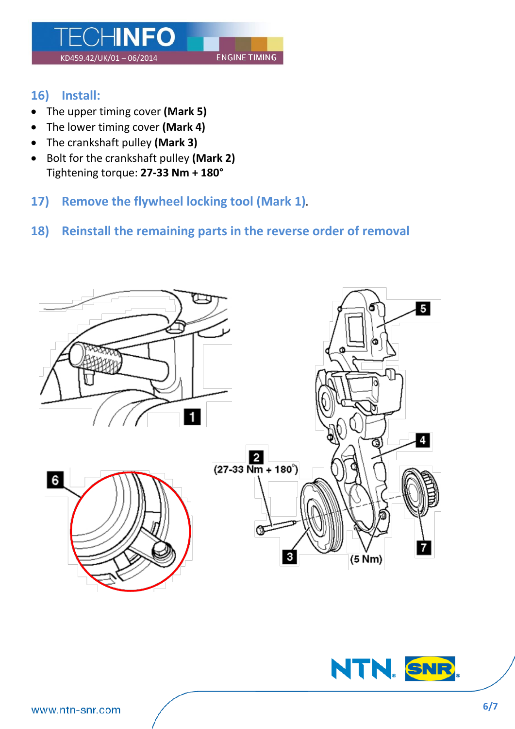## 16) Install:

- The upper timing cover **(Mark 5)**
- The lower timing cover **(Mark 4)**
- The crankshaft pulley **(Mark 3)**
- Bolt for the crankshaft pulley **(Mark 2)**
  Tightening torque: **27-33 Nm + 180°**

## 17) Remove the flywheel locking tool (Mark 1).

## 18) Reinstall the remaining parts in the reverse order of removal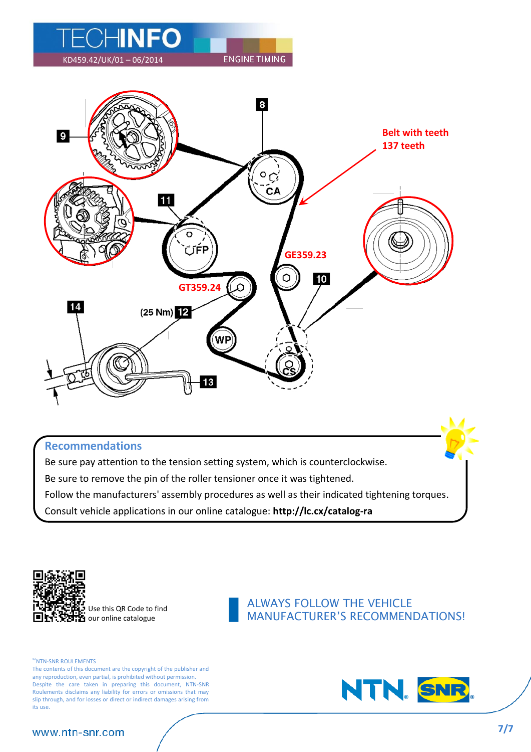TECHINFO

KD459.42/UK/01 – 06/2014

ENGINE TIMING

8

9

Belt with teeth
137 teeth

CA

11

FP

GE359.23

10

GT359.24

14

(25 Nm) 12

WP

CS

13

## Recommendations

Be sure pay attention to the tension setting system, which is counterclockwise.

Be sure to remove the pin of the roller tensioner once it was tightened.

Follow the manufacturers' assembly procedures as well as their indicated tightening torques.

Consult vehicle applications in our online catalogue: **http://lc.cx/catalog-ra**

Use this QR Code to find our online catalogue

ALWAYS FOLLOW THE VEHICLE MANUFACTURER'S RECOMMENDATIONS!

©NTN-SNR ROULEMENTS

The contents of this document are the copyright of the publisher and any reproduction, even partial, is prohibited without permission. Despite the care taken in preparing this document, NTN-SNR Roulements disclaims any liability for errors or omissions that may slip through, and for losses or direct or indirect damages arising from its use.

NTN SNR

www.ntn-snr.com